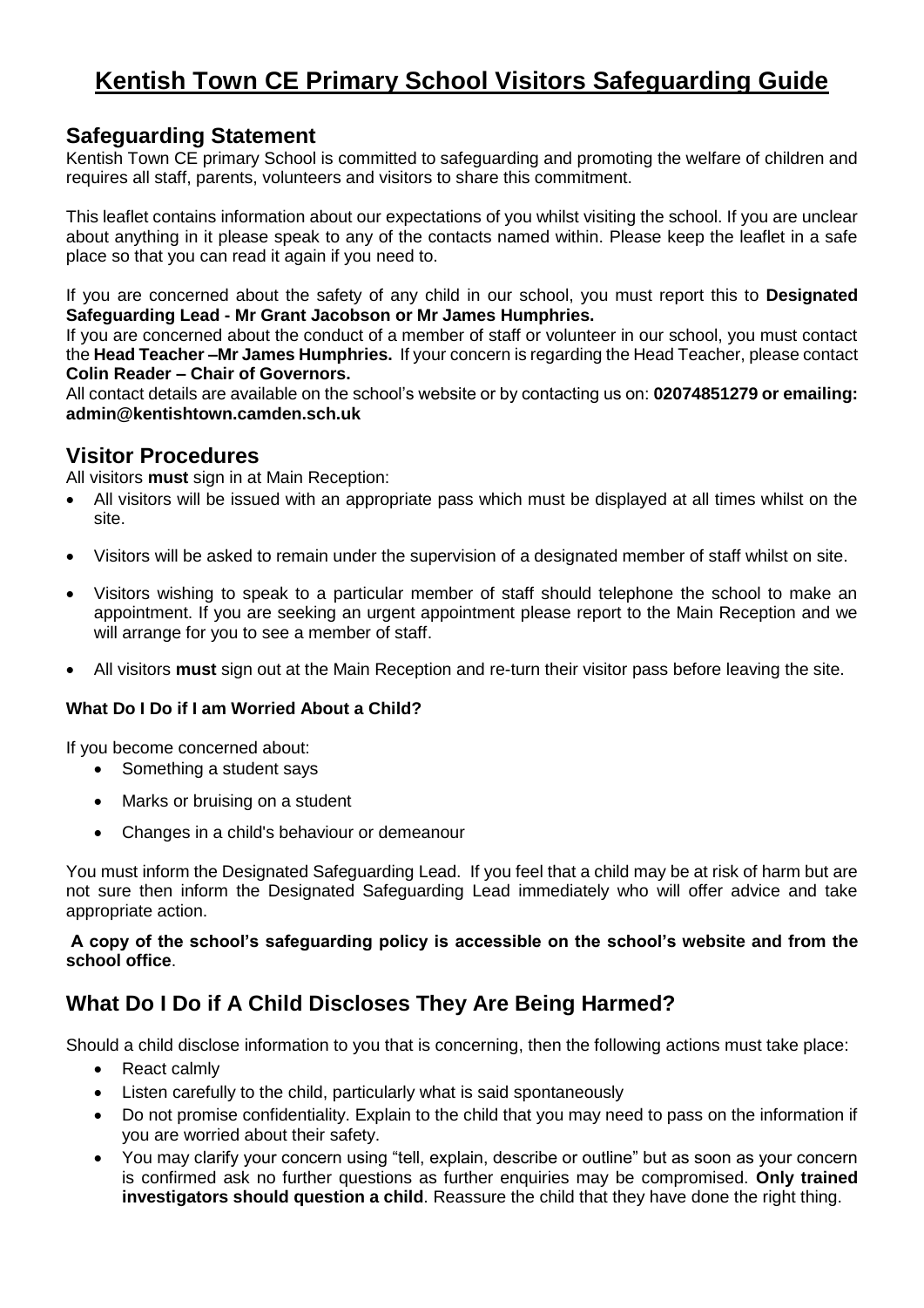# Kentish Town CE Primary School Visitors Safeguarding Guide

## Safeguarding Statement

Kentish Town CE primary School is committed to safeguarding and promoting the welfare of children and requires all staff, parents, volunteers and visitors to share this commitment.

This leaflet contains information about our expectations of you whilst visiting the school. If you are unclear about anything in it please speak to any of the contacts named within. Please keep the leaflet in a safe place so that you can read it again if you need to.

If you are concerned about the safety of any child in our school, you must report this to **Designated Safeguarding Lead - Mr Grant Jacobson or Mr James Humphries.**

If you are concerned about the conduct of a member of staff or volunteer in our school, you must contact the **Head Teacher –Mr James Humphries.** If your concern is regarding the Head Teacher, please contact **Colin Reader – Chair of Governors.**

All contact details are available on the school's website or by contacting us on: **02074851279 or emailing: admin@kentishtown.camden.sch.uk**

## Visitor Procedures

All visitors **must** sign in at Main Reception:

- All visitors will be issued with an appropriate pass which must be displayed at all times whilst on the site.
- Visitors will be asked to remain under the supervision of a designated member of staff whilst on site.
- Visitors wishing to speak to a particular member of staff should telephone the school to make an appointment. If you are seeking an urgent appointment please report to the Main Reception and we will arrange for you to see a member of staff.
- All visitors **must** sign out at the Main Reception and re-turn their visitor pass before leaving the site.

### What Do I Do if I am Worried About a Child?

If you become concerned about:

- Something a student says
- Marks or bruising on a student
- Changes in a child's behaviour or demeanour

You must inform the Designated Safeguarding Lead. If you feel that a child may be at risk of harm but are not sure then inform the Designated Safeguarding Lead immediately who will offer advice and take appropriate action.

**A copy of the school's safeguarding policy is accessible on the school's website and from the school office**.

## What Do I Do if A Child Discloses They Are Being Harmed?

Should a child disclose information to you that is concerning, then the following actions must take place:

- React calmly
- Listen carefully to the child, particularly what is said spontaneously
- Do not promise confidentiality. Explain to the child that you may need to pass on the information if you are worried about their safety.
- You may clarify your concern using "tell, explain, describe or outline" but as soon as your concern is confirmed ask no further questions as further enquiries may be compromised. **Only trained investigators should question a child**. Reassure the child that they have done the right thing.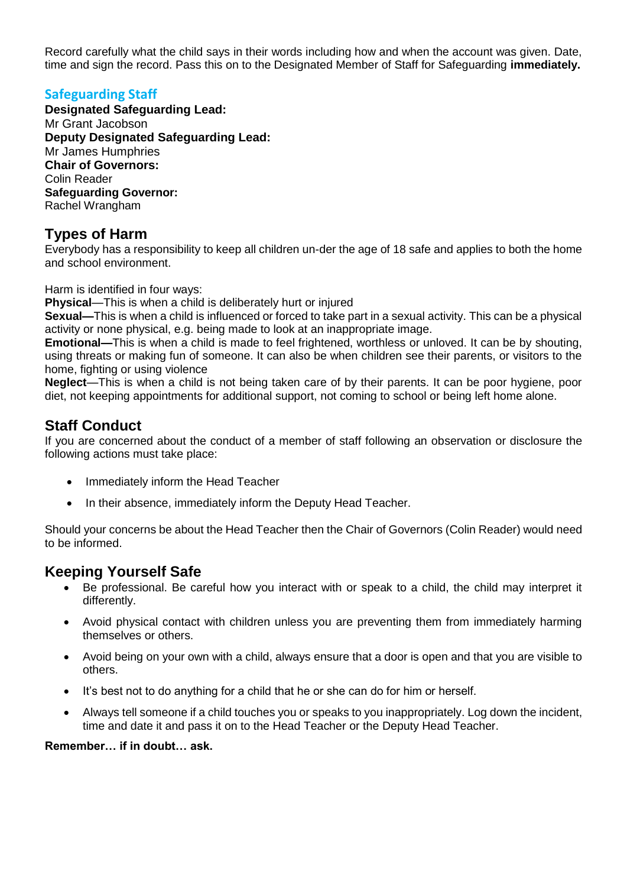Record carefully what the child says in their words including how and when the account was given. Date, time and sign the record. Pass this on to the Designated Member of Staff for Safeguarding **immediately.**

## Safeguarding Staff

**Designated Safeguarding Lead:**
Mr Grant Jacobson
**Deputy Designated Safeguarding Lead:**
Mr James Humphries
**Chair of Governors:**
Colin Reader
**Safeguarding Governor:**
Rachel Wrangham

## Types of Harm

Everybody has a responsibility to keep all children un-der the age of 18 safe and applies to both the home and school environment.

Harm is identified in four ways:
**Physical**—This is when a child is deliberately hurt or injured
**Sexual—**This is when a child is influenced or forced to take part in a sexual activity. This can be a physical activity or none physical, e.g. being made to look at an inappropriate image.
**Emotional—**This is when a child is made to feel frightened, worthless or unloved. It can be by shouting, using threats or making fun of someone. It can also be when children see their parents, or visitors to the home, fighting or using violence
**Neglect**—This is when a child is not being taken care of by their parents. It can be poor hygiene, poor diet, not keeping appointments for additional support, not coming to school or being left home alone.

## Staff Conduct

If you are concerned about the conduct of a member of staff following an observation or disclosure the following actions must take place:

- Immediately inform the Head Teacher
- In their absence, immediately inform the Deputy Head Teacher.

Should your concerns be about the Head Teacher then the Chair of Governors (Colin Reader) would need to be informed.

## Keeping Yourself Safe

- Be professional. Be careful how you interact with or speak to a child, the child may interpret it differently.
- Avoid physical contact with children unless you are preventing them from immediately harming themselves or others.
- Avoid being on your own with a child, always ensure that a door is open and that you are visible to others.
- It's best not to do anything for a child that he or she can do for him or herself.
- Always tell someone if a child touches you or speaks to you inappropriately. Log down the incident, time and date it and pass it on to the Head Teacher or the Deputy Head Teacher.

**Remember… if in doubt… ask.**